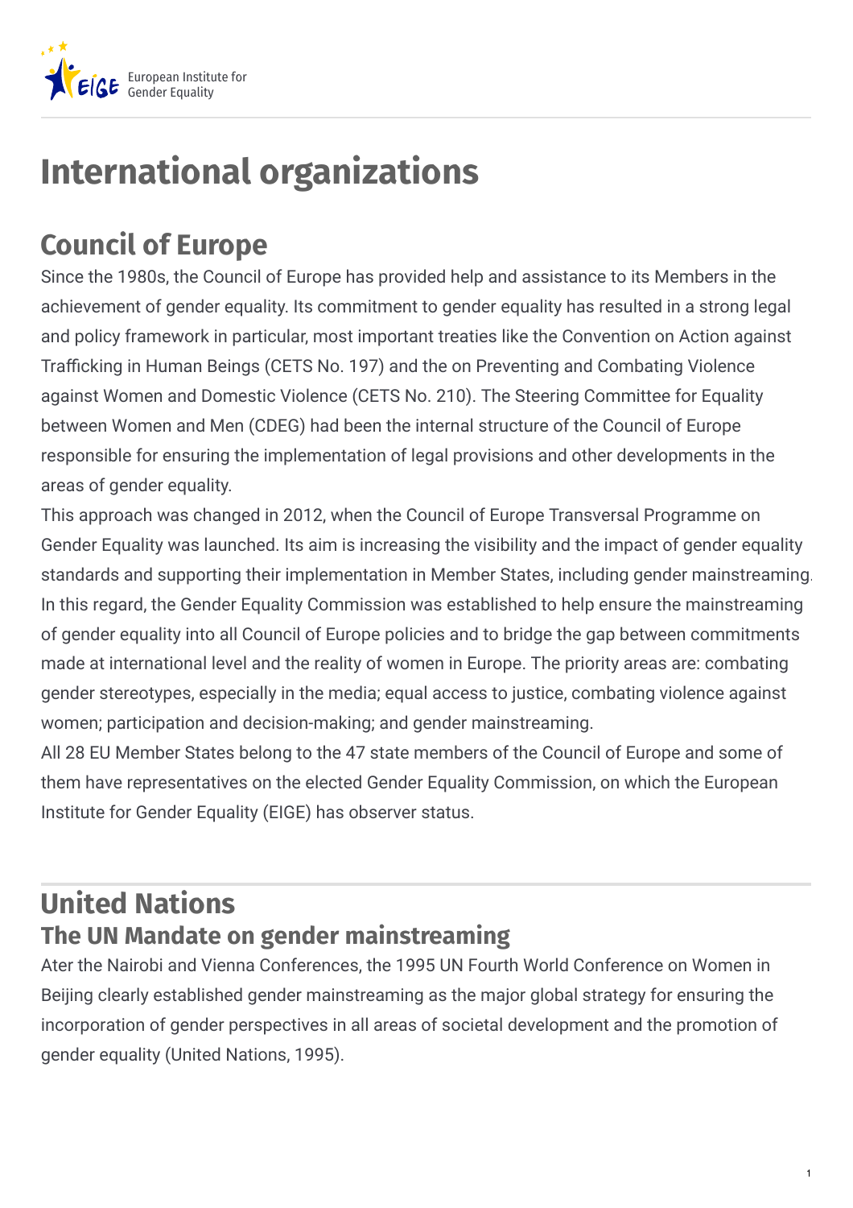# International organizations

## Council of Europe

Since the 1980s, the Council of Europe has provided help and assistance to its Members in the achievement of gender equality. Its commitment to gender equality has resulted in a strong legal and policy framework in particular, most important treaties like the Convention on Action against Trafficking in Human Beings (CETS No. 197) and the on Preventing and Combating Violence against Women and Domestic Violence (CETS No. 210). The Steering Committee for Equality between Women and Men (CDEG) had been the internal structure of the Council of Europe responsible for ensuring the implementation of legal provisions and other developments in the areas of gender equality.

This approach was changed in 2012, when the Council of Europe Transversal Programme on Gender Equality was launched. Its aim is increasing the visibility and the impact of gender equality standards and supporting their implementation in Member States, including gender mainstreaming. In this regard, the Gender Equality Commission was established to help ensure the mainstreaming of gender equality into all Council of Europe policies and to bridge the gap between commitments made at international level and the reality of women in Europe. The priority areas are: combating gender stereotypes, especially in the media; equal access to justice, combating violence against women; participation and decision-making; and gender mainstreaming.

All 28 EU Member States belong to the 47 state members of the Council of Europe and some of them have representatives on the elected Gender Equality Commission, on which the European Institute for Gender Equality (EIGE) has observer status.

## United Nations

### The UN Mandate on gender mainstreaming

Ater the Nairobi and Vienna Conferences, the 1995 UN Fourth World Conference on Women in Beijing clearly established gender mainstreaming as the major global strategy for ensuring the incorporation of gender perspectives in all areas of societal development and the promotion of gender equality (United Nations, 1995).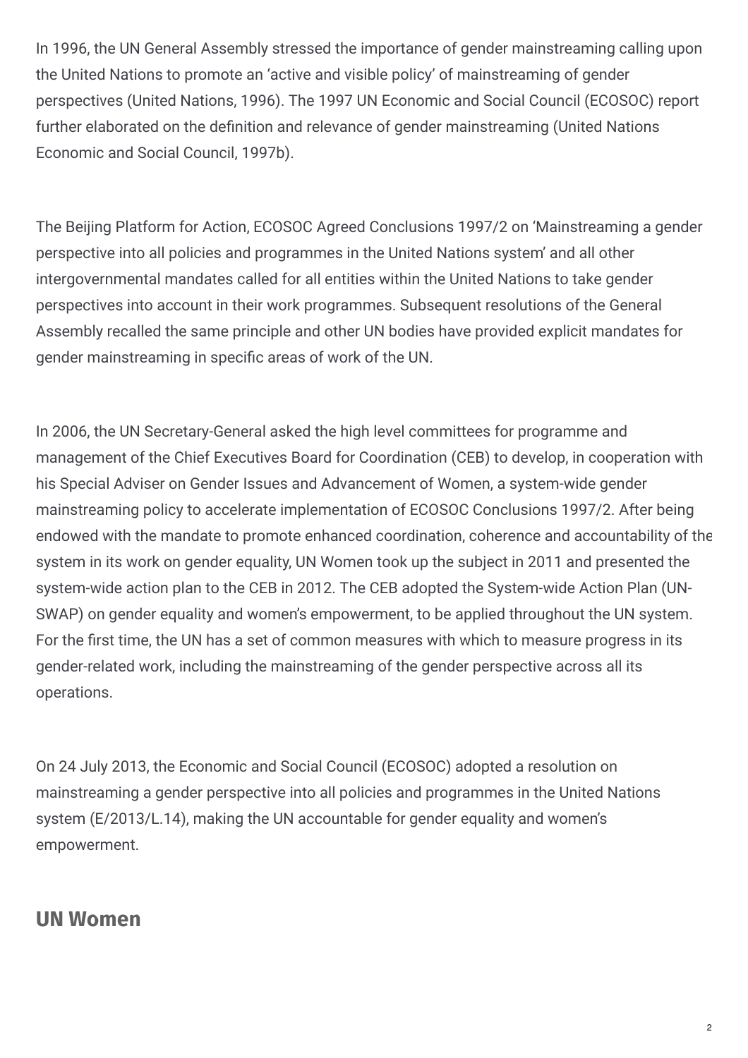In 1996, the UN General Assembly stressed the importance of gender mainstreaming calling upon the United Nations to promote an 'active and visible policy' of mainstreaming of gender perspectives (United Nations, 1996). The 1997 UN Economic and Social Council (ECOSOC) report further elaborated on the definition and relevance of gender mainstreaming (United Nations Economic and Social Council, 1997b).

The Beijing Platform for Action, ECOSOC Agreed Conclusions 1997/2 on 'Mainstreaming a gender perspective into all policies and programmes in the United Nations system' and all other intergovernmental mandates called for all entities within the United Nations to take gender perspectives into account in their work programmes. Subsequent resolutions of the General Assembly recalled the same principle and other UN bodies have provided explicit mandates for gender mainstreaming in specific areas of work of the UN.

In 2006, the UN Secretary-General asked the high level committees for programme and management of the Chief Executives Board for Coordination (CEB) to develop, in cooperation with his Special Adviser on Gender Issues and Advancement of Women, a system-wide gender mainstreaming policy to accelerate implementation of ECOSOC Conclusions 1997/2. After being endowed with the mandate to promote enhanced coordination, coherence and accountability of the system in its work on gender equality, UN Women took up the subject in 2011 and presented the system-wide action plan to the CEB in 2012. The CEB adopted the System-wide Action Plan (UN-SWAP) on gender equality and women's empowerment, to be applied throughout the UN system. For the first time, the UN has a set of common measures with which to measure progress in its gender-related work, including the mainstreaming of the gender perspective across all its operations.

On 24 July 2013, the Economic and Social Council (ECOSOC) adopted a resolution on mainstreaming a gender perspective into all policies and programmes in the United Nations system (E/2013/L.14), making the UN accountable for gender equality and women's empowerment.

## UN Women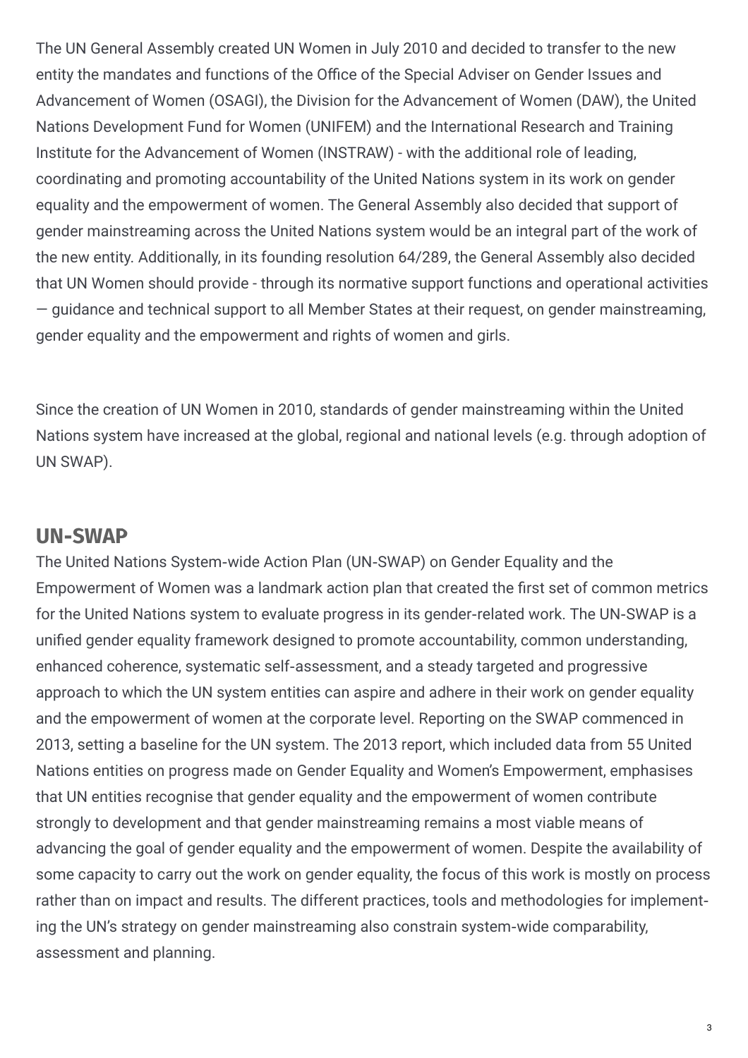The UN General Assembly created UN Women in July 2010 and decided to transfer to the new entity the mandates and functions of the Office of the Special Adviser on Gender Issues and Advancement of Women (OSAGI), the Division for the Advancement of Women (DAW), the United Nations Development Fund for Women (UNIFEM) and the International Research and Training Institute for the Advancement of Women (INSTRAW) - with the additional role of leading, coordinating and promoting accountability of the United Nations system in its work on gender equality and the empowerment of women. The General Assembly also decided that support of gender mainstreaming across the United Nations system would be an integral part of the work of the new entity. Additionally, in its founding resolution 64/289, the General Assembly also decided that UN Women should provide - through its normative support functions and operational activities — guidance and technical support to all Member States at their request, on gender mainstreaming, gender equality and the empowerment and rights of women and girls.

Since the creation of UN Women in 2010, standards of gender mainstreaming within the United Nations system have increased at the global, regional and national levels (e.g. through adoption of UN SWAP).

## UN-SWAP

The United Nations System-wide Action Plan (UN-SWAP) on Gender Equality and the Empowerment of Women was a landmark action plan that created the first set of common metrics for the United Nations system to evaluate progress in its gender-related work. The UN-SWAP is a unified gender equality framework designed to promote accountability, common understanding, enhanced coherence, systematic self-assessment, and a steady targeted and progressive approach to which the UN system entities can aspire and adhere in their work on gender equality and the empowerment of women at the corporate level. Reporting on the SWAP commenced in 2013, setting a baseline for the UN system. The 2013 report, which included data from 55 United Nations entities on progress made on Gender Equality and Women's Empowerment, emphasises that UN entities recognise that gender equality and the empowerment of women contribute strongly to development and that gender mainstreaming remains a most viable means of advancing the goal of gender equality and the empowerment of women. Despite the availability of some capacity to carry out the work on gender equality, the focus of this work is mostly on process rather than on impact and results. The different practices, tools and methodologies for implementing the UN's strategy on gender mainstreaming also constrain system-wide comparability, assessment and planning.